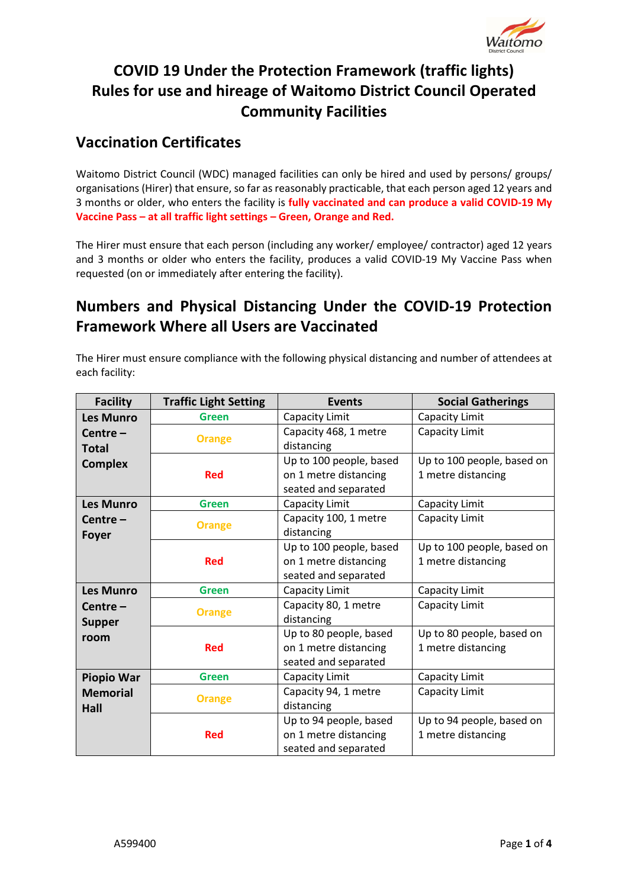# COVID 19 Under the Protection Framework (traffic lights) Rules for use and hireage of Waitomo District Council Operated Community Facilities

## Vaccination Certificates

Waitomo District Council (WDC) managed facilities can only be hired and used by persons/ groups/ organisations (Hirer) that ensure, so far as reasonably practicable, that each person aged 12 years and 3 months or older, who enters the facility is **fully vaccinated and can produce a valid COVID-19 My Vaccine Pass – at all traffic light settings – Green, Orange and Red.**

The Hirer must ensure that each person (including any worker/ employee/ contractor) aged 12 years and 3 months or older who enters the facility, produces a valid COVID-19 My Vaccine Pass when requested (on or immediately after entering the facility).

## Numbers and Physical Distancing Under the COVID-19 Protection Framework Where all Users are Vaccinated

The Hirer must ensure compliance with the following physical distancing and number of attendees at each facility:

| Facility | Traffic Light Setting | Events | Social Gatherings |
|---|---|---|---|
| **Les Munro Centre – Total Complex** | Green | Capacity Limit | Capacity Limit |
| | Orange | Capacity 468, 1 metre distancing | Capacity Limit |
| | Red | Up to 100 people, based on 1 metre distancing seated and separated | Up to 100 people, based on 1 metre distancing |
| **Les Munro Centre – Foyer** | Green | Capacity Limit | Capacity Limit |
| | Orange | Capacity 100, 1 metre distancing | Capacity Limit |
| | Red | Up to 100 people, based on 1 metre distancing seated and separated | Up to 100 people, based on 1 metre distancing |
| **Les Munro Centre – Supper room** | Green | Capacity Limit | Capacity Limit |
| | Orange | Capacity 80, 1 metre distancing | Capacity Limit |
| | Red | Up to 80 people, based on 1 metre distancing seated and separated | Up to 80 people, based on 1 metre distancing |
| **Piopio War Memorial Hall** | Green | Capacity Limit | Capacity Limit |
| | Orange | Capacity 94, 1 metre distancing | Capacity Limit |
| | Red | Up to 94 people, based on 1 metre distancing seated and separated | Up to 94 people, based on 1 metre distancing |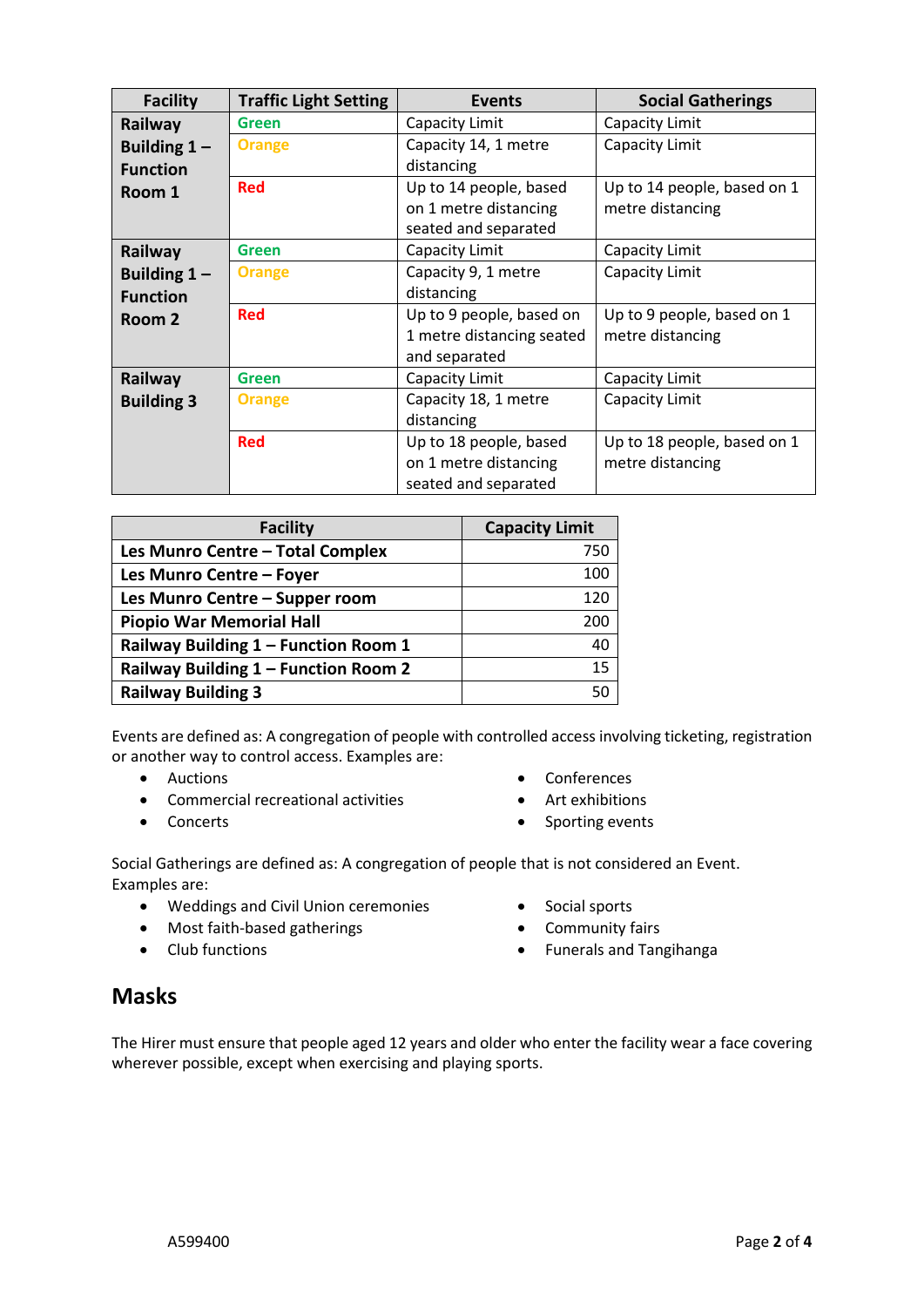| Facility | Traffic Light Setting | Events | Social Gatherings |
|---|---|---|---|
| Railway Building 1 – Function Room 1 | Green | Capacity Limit | Capacity Limit |
| | Orange | Capacity 14, 1 metre distancing | Capacity Limit |
| | Red | Up to 14 people, based on 1 metre distancing seated and separated | Up to 14 people, based on 1 metre distancing |
| Railway Building 1 – Function Room 2 | Green | Capacity Limit | Capacity Limit |
| | Orange | Capacity 9, 1 metre distancing | Capacity Limit |
| | Red | Up to 9 people, based on 1 metre distancing seated and separated | Up to 9 people, based on 1 metre distancing |
| Railway Building 3 | Green | Capacity Limit | Capacity Limit |
| | Orange | Capacity 18, 1 metre distancing | Capacity Limit |
| | Red | Up to 18 people, based on 1 metre distancing seated and separated | Up to 18 people, based on 1 metre distancing |

| Facility | Capacity Limit |
|---|---|
| Les Munro Centre – Total Complex | 750 |
| Les Munro Centre – Foyer | 100 |
| Les Munro Centre – Supper room | 120 |
| Piopio War Memorial Hall | 200 |
| Railway Building 1 – Function Room 1 | 40 |
| Railway Building 1 – Function Room 2 | 15 |
| Railway Building 3 | 50 |

Events are defined as: A congregation of people with controlled access involving ticketing, registration or another way to control access. Examples are:

- Auctions
- Commercial recreational activities
- Concerts
- Conferences
- Art exhibitions
- Sporting events

Social Gatherings are defined as: A congregation of people that is not considered an Event. Examples are:

- Weddings and Civil Union ceremonies
- Most faith-based gatherings
- Club functions
- Social sports
- Community fairs
- Funerals and Tangihanga

## Masks

The Hirer must ensure that people aged 12 years and older who enter the facility wear a face covering wherever possible, except when exercising and playing sports.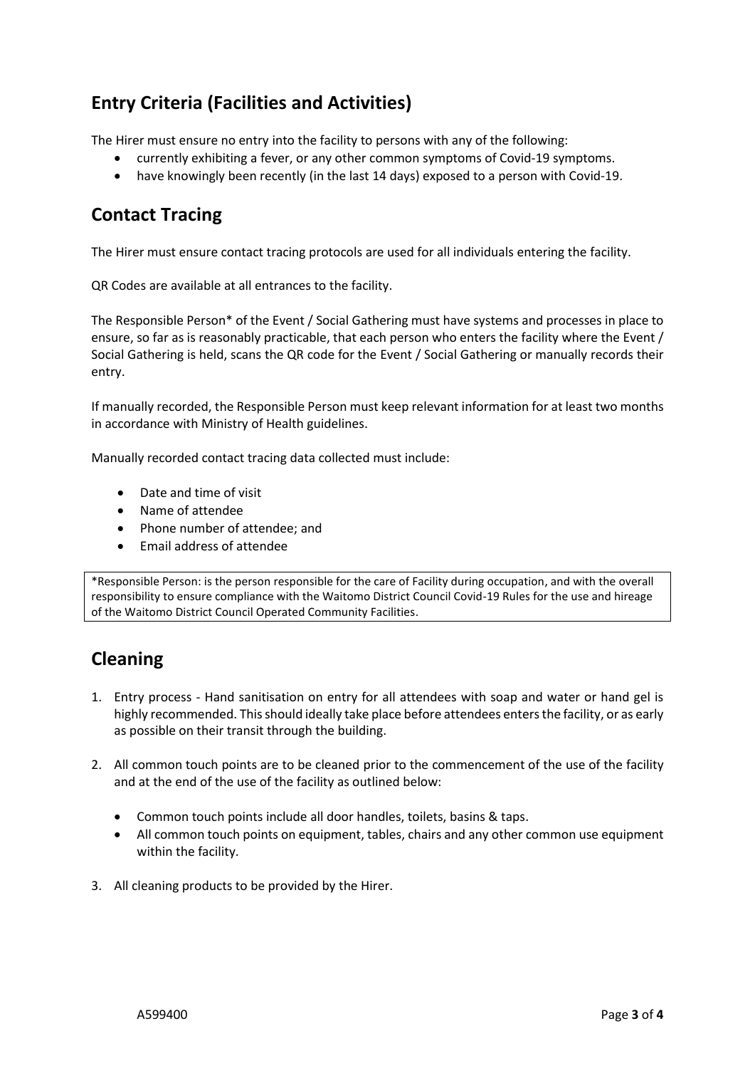## Entry Criteria (Facilities and Activities)

The Hirer must ensure no entry into the facility to persons with any of the following:

- currently exhibiting a fever, or any other common symptoms of Covid-19 symptoms.
- have knowingly been recently (in the last 14 days) exposed to a person with Covid-19.

## Contact Tracing

The Hirer must ensure contact tracing protocols are used for all individuals entering the facility.

QR Codes are available at all entrances to the facility.

The Responsible Person* of the Event / Social Gathering must have systems and processes in place to ensure, so far as is reasonably practicable, that each person who enters the facility where the Event / Social Gathering is held, scans the QR code for the Event / Social Gathering or manually records their entry.

If manually recorded, the Responsible Person must keep relevant information for at least two months in accordance with Ministry of Health guidelines.

Manually recorded contact tracing data collected must include:

- Date and time of visit
- Name of attendee
- Phone number of attendee; and
- Email address of attendee

*Responsible Person: is the person responsible for the care of Facility during occupation, and with the overall responsibility to ensure compliance with the Waitomo District Council Covid-19 Rules for the use and hireage of the Waitomo District Council Operated Community Facilities.

## Cleaning

1. Entry process - Hand sanitisation on entry for all attendees with soap and water or hand gel is highly recommended. This should ideally take place before attendees enters the facility, or as early as possible on their transit through the building.

2. All common touch points are to be cleaned prior to the commencement of the use of the facility and at the end of the use of the facility as outlined below:

   - Common touch points include all door handles, toilets, basins & taps.
   - All common touch points on equipment, tables, chairs and any other common use equipment within the facility.

3. All cleaning products to be provided by the Hirer.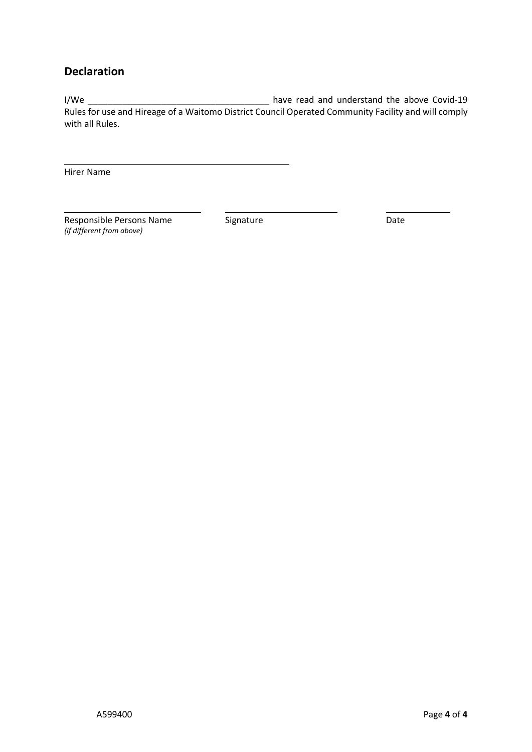## Declaration

I/We ____________________________________ have read and understand the above Covid-19 Rules for use and Hireage of a Waitomo District Council Operated Community Facility and will comply with all Rules.

______________________________________________

Hirer Name

____________________________ ____________________________ ________________

Responsible Persons Name Signature Date

*(if different from above)*

A599400